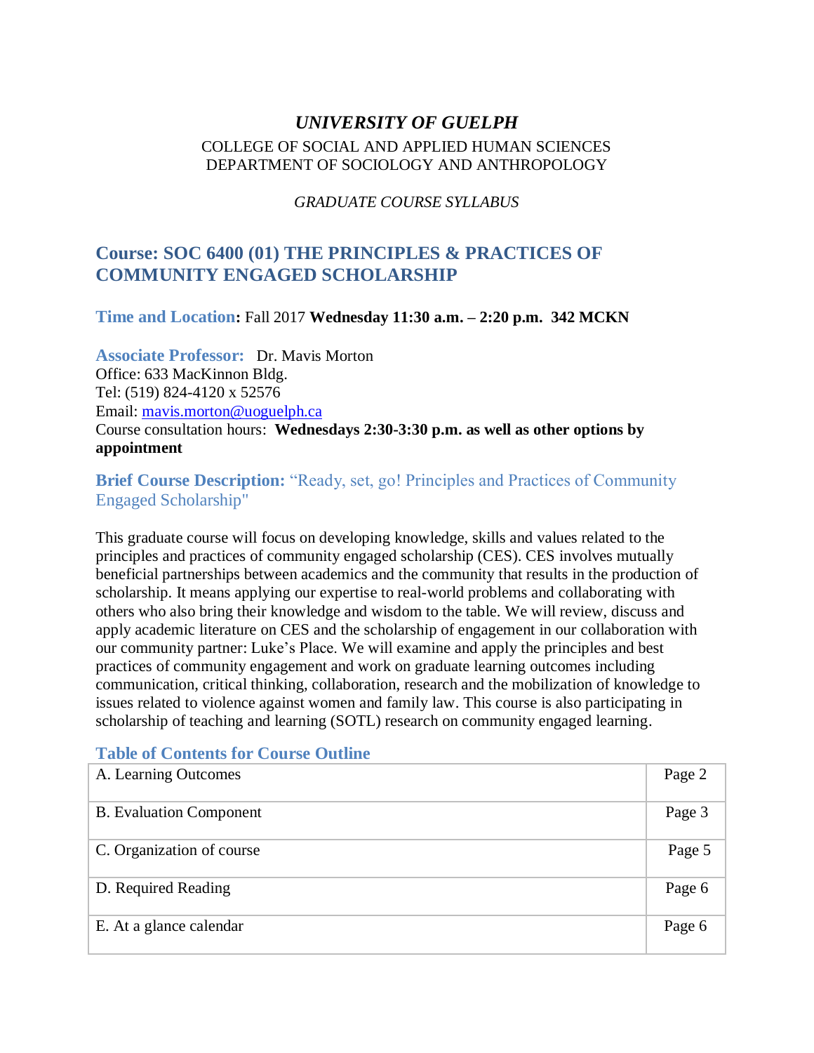# *UNIVERSITY OF GUELPH*

COLLEGE OF SOCIAL AND APPLIED HUMAN SCIENCES
DEPARTMENT OF SOCIOLOGY AND ANTHROPOLOGY

*GRADUATE COURSE SYLLABUS*

## Course: SOC 6400 (01) THE PRINCIPLES & PRACTICES OF COMMUNITY ENGAGED SCHOLARSHIP

**Time and Location:** Fall 2017 **Wednesday 11:30 a.m. – 2:20 p.m. 342 MCKN**

**Associate Professor:** Dr. Mavis Morton
Office: 633 MacKinnon Bldg.
Tel: (519) 824-4120 x 52576
Email: mavis.morton@uoguelph.ca
Course consultation hours: **Wednesdays 2:30-3:30 p.m. as well as other options by appointment**

**Brief Course Description:** "Ready, set, go! Principles and Practices of Community Engaged Scholarship"

This graduate course will focus on developing knowledge, skills and values related to the principles and practices of community engaged scholarship (CES). CES involves mutually beneficial partnerships between academics and the community that results in the production of scholarship. It means applying our expertise to real-world problems and collaborating with others who also bring their knowledge and wisdom to the table. We will review, discuss and apply academic literature on CES and the scholarship of engagement in our collaboration with our community partner: Luke's Place. We will examine and apply the principles and best practices of community engagement and work on graduate learning outcomes including communication, critical thinking, collaboration, research and the mobilization of knowledge to issues related to violence against women and family law. This course is also participating in scholarship of teaching and learning (SOTL) research on community engaged learning.

### Table of Contents for Course Outline

| Section | Page |
|---|---|
| A. Learning Outcomes | Page 2 |
| B. Evaluation Component | Page 3 |
| C. Organization of course | Page 5 |
| D. Required Reading | Page 6 |
| E. At a glance calendar | Page 6 |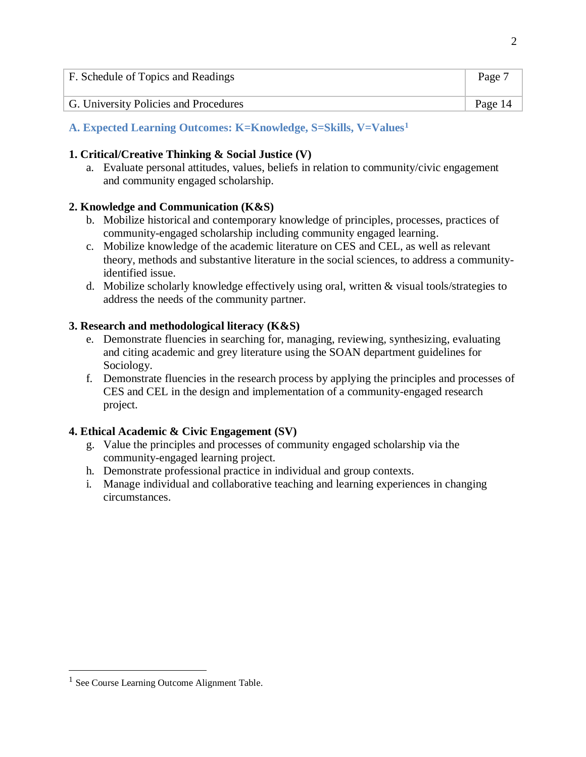| F. Schedule of Topics and Readings | Page 7 |
| --- | --- |
| G. University Policies and Procedures | Page 14 |

## A. Expected Learning Outcomes: K=Knowledge, S=Skills, V=Values[1]

**1. Critical/Creative Thinking & Social Justice (V)**

a. Evaluate personal attitudes, values, beliefs in relation to community/civic engagement and community engaged scholarship.

**2. Knowledge and Communication (K&S)**

b. Mobilize historical and contemporary knowledge of principles, processes, practices of community-engaged scholarship including community engaged learning.
c. Mobilize knowledge of the academic literature on CES and CEL, as well as relevant theory, methods and substantive literature in the social sciences, to address a community-identified issue.
d. Mobilize scholarly knowledge effectively using oral, written & visual tools/strategies to address the needs of the community partner.

**3. Research and methodological literacy (K&S)**

e. Demonstrate fluencies in searching for, managing, reviewing, synthesizing, evaluating and citing academic and grey literature using the SOAN department guidelines for Sociology.
f. Demonstrate fluencies in the research process by applying the principles and processes of CES and CEL in the design and implementation of a community-engaged research project.

**4. Ethical Academic & Civic Engagement (SV)**

g. Value the principles and processes of community engaged scholarship via the community-engaged learning project.
h. Demonstrate professional practice in individual and group contexts.
i. Manage individual and collaborative teaching and learning experiences in changing circumstances.

[1] See Course Learning Outcome Alignment Table.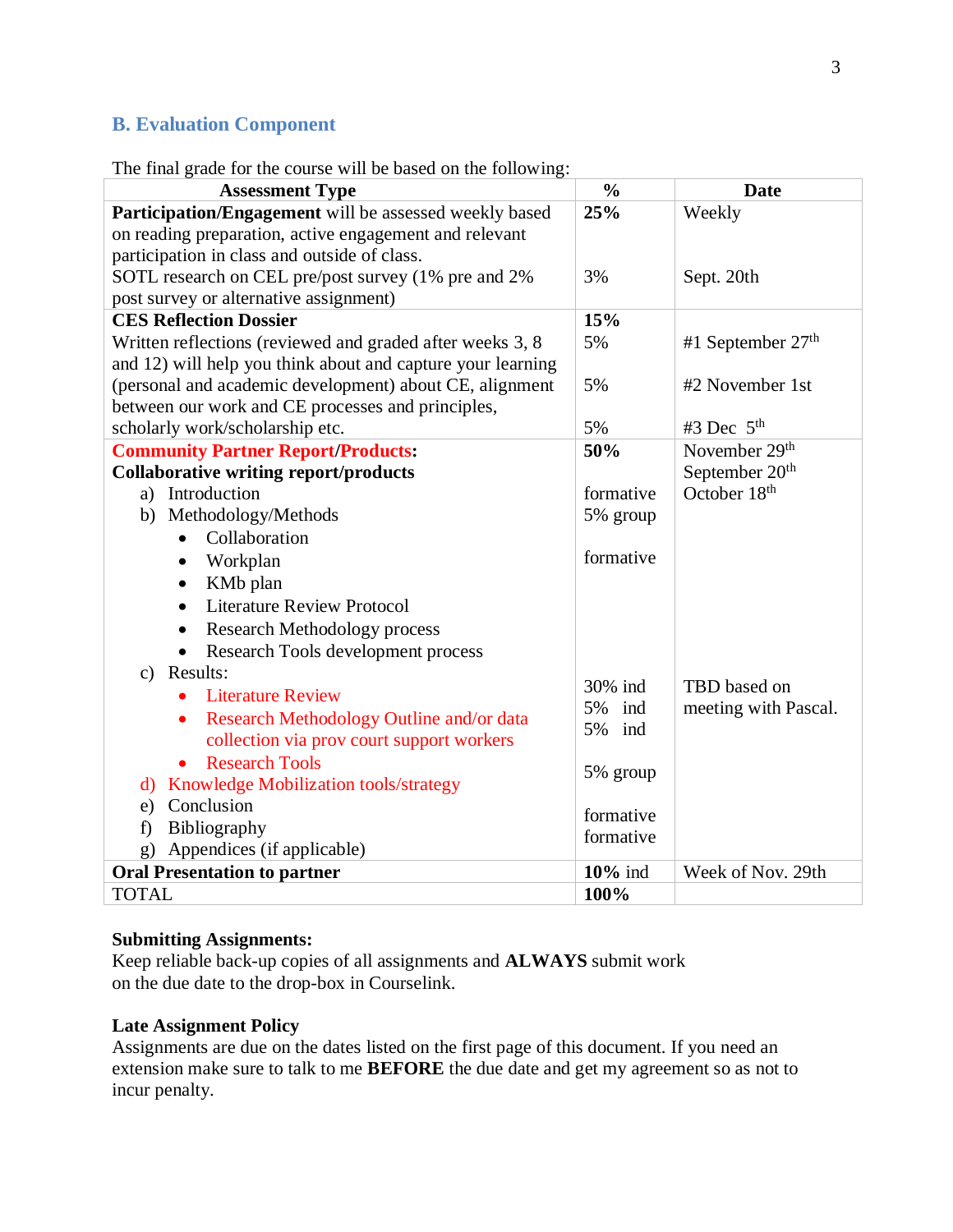## B. Evaluation Component

The final grade for the course will be based on the following:

| Assessment Type | % | Date |
|---|---|---|
| **Participation/Engagement** will be assessed weekly based on reading preparation, active engagement and relevant participation in class and outside of class. | **25%** | Weekly |
| SOTL research on CEL pre/post survey (1% pre and 2% post survey or alternative assignment) | 3% | Sept. 20th |
| **CES Reflection Dossier** | **15%** | |
| Written reflections (reviewed and graded after weeks 3, 8 and 12) will help you think about and capture your learning (personal and academic development) about CE, alignment between our work and CE processes and principles, scholarly work/scholarship etc. | 5%<br>5%<br>5% | #1 September 27th<br>#2 November 1st<br>#3 Dec 5th |
| **Community Partner Report/Products:** | **50%** | November 29th |
| **Collaborative writing report/products** | | September 20th<br>October 18th |
| a) Introduction | formative | |
| b) Methodology/Methods | 5% group | |
| • Collaboration<br>• Workplan<br>• KMb plan<br>• Literature Review Protocol<br>• Research Methodology process<br>• Research Tools development process | formative | |
| c) Results: | | |
| • Literature Review | 30% ind | TBD based on meeting with Pascal. |
| • Research Methodology Outline and/or data collection via prov court support workers | 5% ind | |
| • Research Tools | 5% ind | |
| d) Knowledge Mobilization tools/strategy | 5% group | |
| e) Conclusion | | |
| f) Bibliography | formative | |
| g) Appendices (if applicable) | formative | |
| **Oral Presentation to partner** | **10%** ind | Week of Nov. 29th |
| TOTAL | **100%** | |

**Submitting Assignments:**
Keep reliable back-up copies of all assignments and **ALWAYS** submit work on the due date to the drop-box in Courselink.

**Late Assignment Policy**
Assignments are due on the dates listed on the first page of this document. If you need an extension make sure to talk to me **BEFORE** the due date and get my agreement so as not to incur penalty.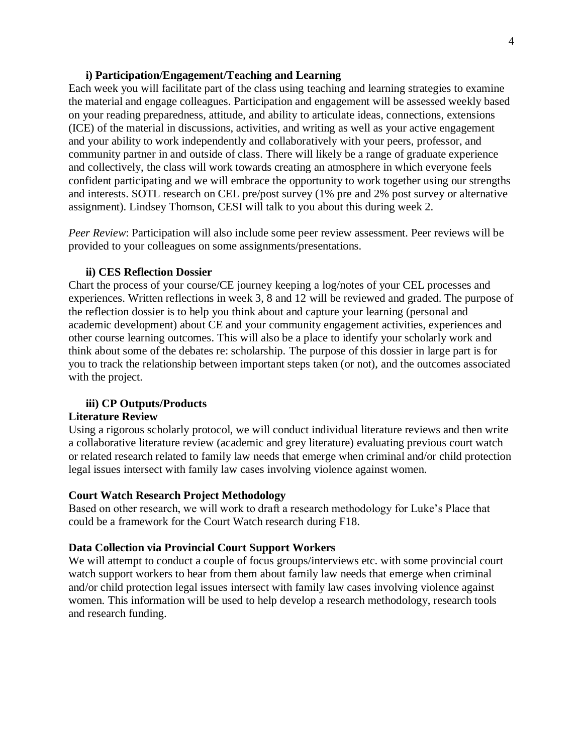### i) Participation/Engagement/Teaching and Learning

Each week you will facilitate part of the class using teaching and learning strategies to examine the material and engage colleagues. Participation and engagement will be assessed weekly based on your reading preparedness, attitude, and ability to articulate ideas, connections, extensions (ICE) of the material in discussions, activities, and writing as well as your active engagement and your ability to work independently and collaboratively with your peers, professor, and community partner in and outside of class. There will likely be a range of graduate experience and collectively, the class will work towards creating an atmosphere in which everyone feels confident participating and we will embrace the opportunity to work together using our strengths and interests. SOTL research on CEL pre/post survey (1% pre and 2% post survey or alternative assignment). Lindsey Thomson, CESI will talk to you about this during week 2.

*Peer Review*: Participation will also include some peer review assessment. Peer reviews will be provided to your colleagues on some assignments/presentations.

### ii) CES Reflection Dossier

Chart the process of your course/CE journey keeping a log/notes of your CEL processes and experiences. Written reflections in week 3, 8 and 12 will be reviewed and graded. The purpose of the reflection dossier is to help you think about and capture your learning (personal and academic development) about CE and your community engagement activities, experiences and other course learning outcomes. This will also be a place to identify your scholarly work and think about some of the debates re: scholarship. The purpose of this dossier in large part is for you to track the relationship between important steps taken (or not), and the outcomes associated with the project.

### iii) CP Outputs/Products

**Literature Review**

Using a rigorous scholarly protocol, we will conduct individual literature reviews and then write a collaborative literature review (academic and grey literature) evaluating previous court watch or related research related to family law needs that emerge when criminal and/or child protection legal issues intersect with family law cases involving violence against women.

**Court Watch Research Project Methodology**

Based on other research, we will work to draft a research methodology for Luke's Place that could be a framework for the Court Watch research during F18.

**Data Collection via Provincial Court Support Workers**

We will attempt to conduct a couple of focus groups/interviews etc. with some provincial court watch support workers to hear from them about family law needs that emerge when criminal and/or child protection legal issues intersect with family law cases involving violence against women. This information will be used to help develop a research methodology, research tools and research funding.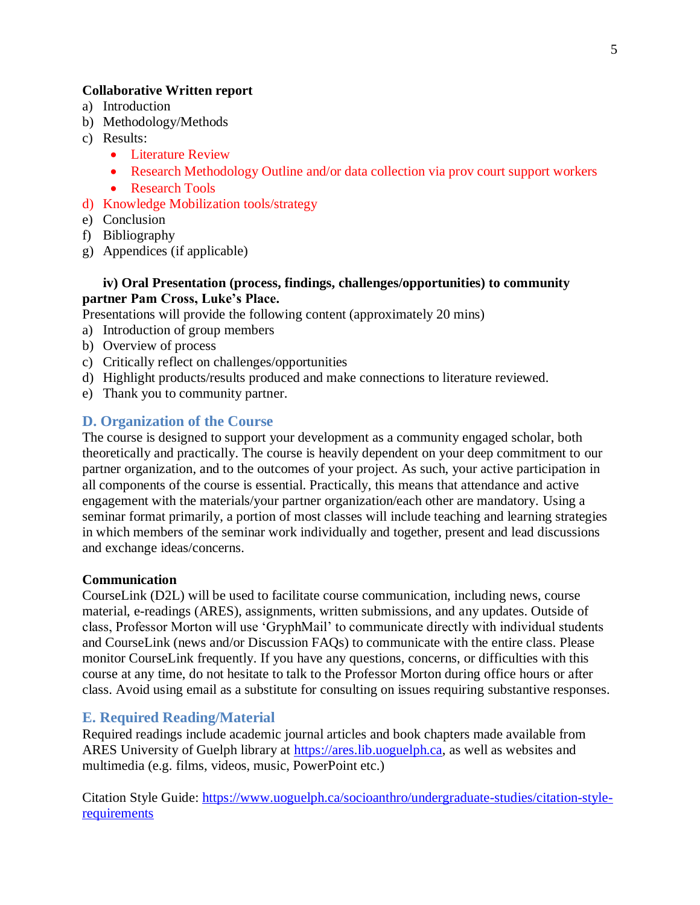**Collaborative Written report**

a) Introduction
b) Methodology/Methods
c) Results:
    - Literature Review
    - Research Methodology Outline and/or data collection via prov court support workers
    - Research Tools
d) Knowledge Mobilization tools/strategy
e) Conclusion
f) Bibliography
g) Appendices (if applicable)

**iv) Oral Presentation (process, findings, challenges/opportunities) to community partner Pam Cross, Luke's Place.**

Presentations will provide the following content (approximately 20 mins)

a) Introduction of group members
b) Overview of process
c) Critically reflect on challenges/opportunities
d) Highlight products/results produced and make connections to literature reviewed.
e) Thank you to community partner.

## D. Organization of the Course

The course is designed to support your development as a community engaged scholar, both theoretically and practically. The course is heavily dependent on your deep commitment to our partner organization, and to the outcomes of your project. As such, your active participation in all components of the course is essential. Practically, this means that attendance and active engagement with the materials/your partner organization/each other are mandatory. Using a seminar format primarily, a portion of most classes will include teaching and learning strategies in which members of the seminar work individually and together, present and lead discussions and exchange ideas/concerns.

**Communication**

CourseLink (D2L) will be used to facilitate course communication, including news, course material, e-readings (ARES), assignments, written submissions, and any updates. Outside of class, Professor Morton will use 'GryphMail' to communicate directly with individual students and CourseLink (news and/or Discussion FAQs) to communicate with the entire class. Please monitor CourseLink frequently. If you have any questions, concerns, or difficulties with this course at any time, do not hesitate to talk to the Professor Morton during office hours or after class. Avoid using email as a substitute for consulting on issues requiring substantive responses.

## E. Required Reading/Material

Required readings include academic journal articles and book chapters made available from ARES University of Guelph library at https://ares.lib.uoguelph.ca, as well as websites and multimedia (e.g. films, videos, music, PowerPoint etc.)

Citation Style Guide: https://www.uoguelph.ca/socioanthro/undergraduate-studies/citation-style-requirements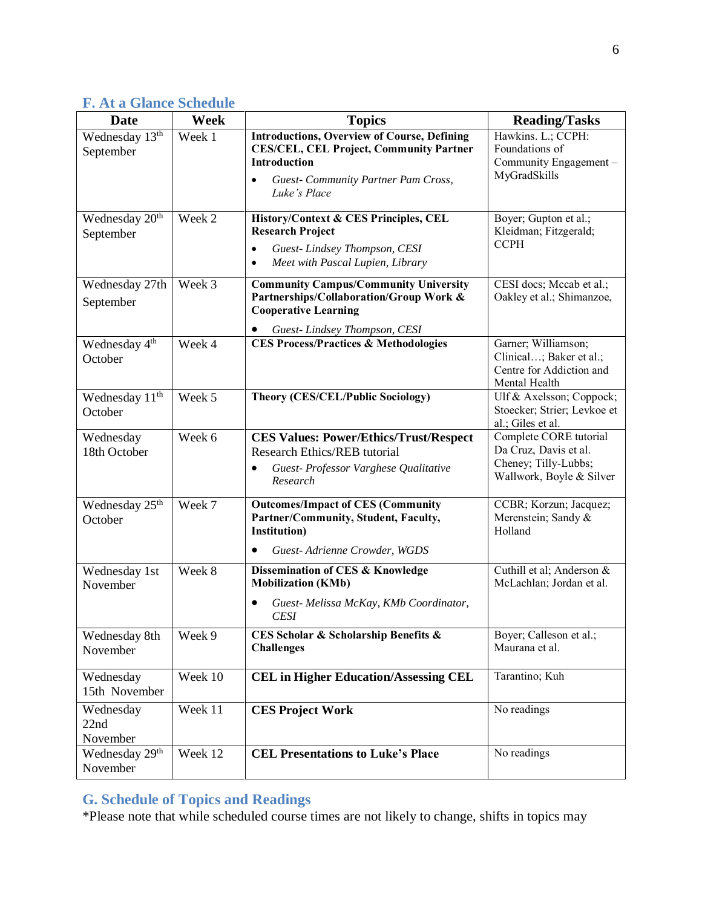## F. At a Glance Schedule

| Date | Week | Topics | Reading/Tasks |
|---|---|---|---|
| Wednesday 13th September | Week 1 | **Introductions, Overview of Course, Defining CES/CEL, CEL Project, Community Partner Introduction**<br>• *Guest- Community Partner Pam Cross, Luke's Place* | Hawkins. L.; CCPH: Foundations of Community Engagement – MyGradSkills |
| Wednesday 20th September | Week 2 | **History/Context & CES Principles, CEL Research Project**<br>• *Guest- Lindsey Thompson, CESI*<br>• *Meet with Pascal Lupien, Library* | Boyer; Gupton et al.; Kleidman; Fitzgerald; CCPH |
| Wednesday 27th September | Week 3 | **Community Campus/Community University Partnerships/Collaboration/Group Work & Cooperative Learning**<br>• *Guest- Lindsey Thompson, CESI* | CESI docs; Mccab et al.; Oakley et al.; Shimanzoe, |
| Wednesday 4th October | Week 4 | **CES Process/Practices & Methodologies** | Garner; Williamson; Clinical…; Baker et al.; Centre for Addiction and Mental Health |
| Wednesday 11th October | Week 5 | **Theory (CES/CEL/Public Sociology)** | Ulf & Axelsson; Coppock; Stoecker; Strier; Levkoe et al.; Giles et al. |
| Wednesday 18th October | Week 6 | **CES Values: Power/Ethics/Trust/Respect**<br>Research Ethics/REB tutorial<br>• *Guest- Professor Varghese Qualitative Research* | Complete CORE tutorial<br>Da Cruz, Davis et al.<br>Cheney; Tilly-Lubbs;<br>Wallwork, Boyle & Silver |
| Wednesday 25th October | Week 7 | **Outcomes/Impact of CES (Community Partner/Community, Student, Faculty, Institution)**<br>• *Guest- Adrienne Crowder, WGDS* | CCBR; Korzun; Jacquez; Merenstein; Sandy & Holland |
| Wednesday 1st November | Week 8 | **Dissemination of CES & Knowledge Mobilization (KMb)**<br>• *Guest- Melissa McKay, KMb Coordinator, CESI* | Cuthill et al; Anderson & McLachlan; Jordan et al. |
| Wednesday 8th November | Week 9 | **CES Scholar & Scholarship Benefits & Challenges** | Boyer; Calleson et al.; Maurana et al. |
| Wednesday 15th November | Week 10 | **CEL in Higher Education/Assessing CEL** | Tarantino; Kuh |
| Wednesday 22nd November | Week 11 | **CES Project Work** | No readings |
| Wednesday 29th November | Week 12 | **CEL Presentations to Luke's Place** | No readings |

## G. Schedule of Topics and Readings

*Please note that while scheduled course times are not likely to change, shifts in topics may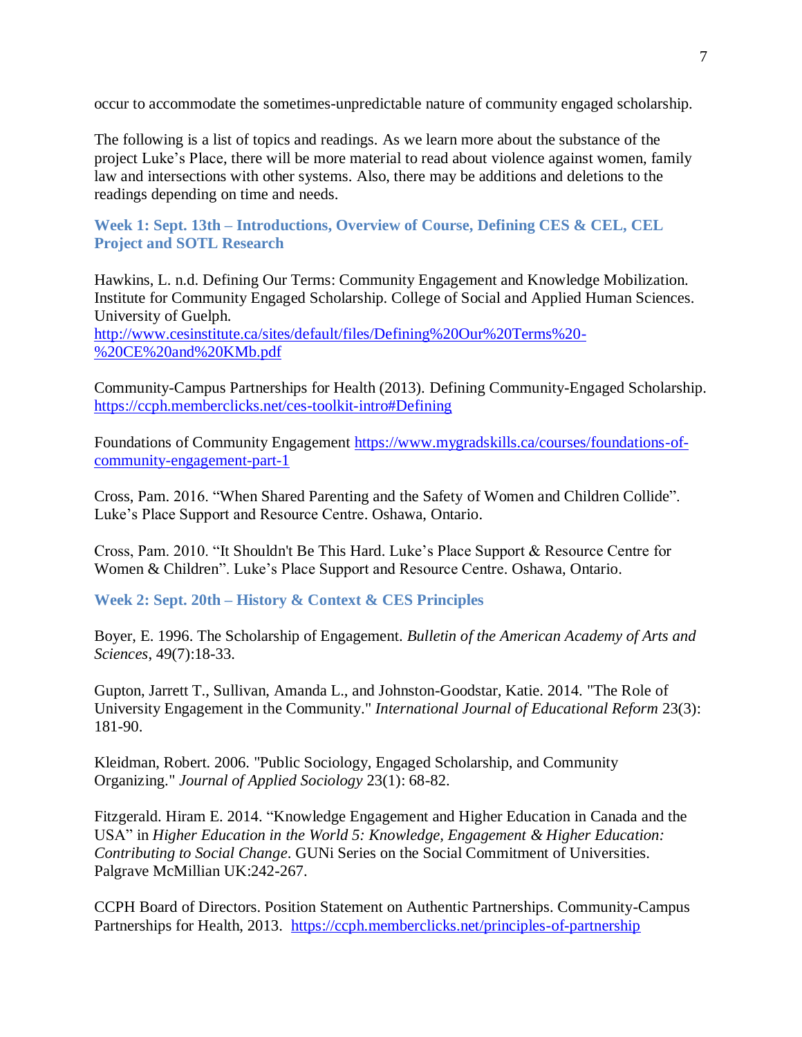occur to accommodate the sometimes-unpredictable nature of community engaged scholarship.

The following is a list of topics and readings. As we learn more about the substance of the project Luke's Place, there will be more material to read about violence against women, family law and intersections with other systems. Also, there may be additions and deletions to the readings depending on time and needs.

### Week 1: Sept. 13th – Introductions, Overview of Course, Defining CES & CEL, CEL Project and SOTL Research

Hawkins, L. n.d. Defining Our Terms: Community Engagement and Knowledge Mobilization. Institute for Community Engaged Scholarship. College of Social and Applied Human Sciences. University of Guelph. [http://www.cesinstitute.ca/sites/default/files/Defining%20Our%20Terms%20-%20CE%20and%20KMb.pdf](http://www.cesinstitute.ca/sites/default/files/Defining%20Our%20Terms%20-%20CE%20and%20KMb.pdf)

Community-Campus Partnerships for Health (2013). Defining Community-Engaged Scholarship. [https://ccph.memberclicks.net/ces-toolkit-intro#Defining](https://ccph.memberclicks.net/ces-toolkit-intro#Defining)

Foundations of Community Engagement [https://www.mygradskills.ca/courses/foundations-of-community-engagement-part-1](https://www.mygradskills.ca/courses/foundations-of-community-engagement-part-1)

Cross, Pam. 2016. "When Shared Parenting and the Safety of Women and Children Collide". Luke's Place Support and Resource Centre. Oshawa, Ontario.

Cross, Pam. 2010. "It Shouldn't Be This Hard. Luke's Place Support & Resource Centre for Women & Children". Luke's Place Support and Resource Centre. Oshawa, Ontario.

### Week 2: Sept. 20th – History & Context & CES Principles

Boyer, E. 1996. The Scholarship of Engagement. *Bulletin of the American Academy of Arts and Sciences*, 49(7):18-33.

Gupton, Jarrett T., Sullivan, Amanda L., and Johnston-Goodstar, Katie. 2014. "The Role of University Engagement in the Community." *International Journal of Educational Reform* 23(3): 181-90.

Kleidman, Robert. 2006. "Public Sociology, Engaged Scholarship, and Community Organizing." *Journal of Applied Sociology* 23(1): 68-82.

Fitzgerald. Hiram E. 2014. "Knowledge Engagement and Higher Education in Canada and the USA" in *Higher Education in the World 5: Knowledge, Engagement & Higher Education: Contributing to Social Change*. GUNi Series on the Social Commitment of Universities. Palgrave McMillian UK:242-267.

CCPH Board of Directors. Position Statement on Authentic Partnerships. Community-Campus Partnerships for Health, 2013. [https://ccph.memberclicks.net/principles-of-partnership](https://ccph.memberclicks.net/principles-of-partnership)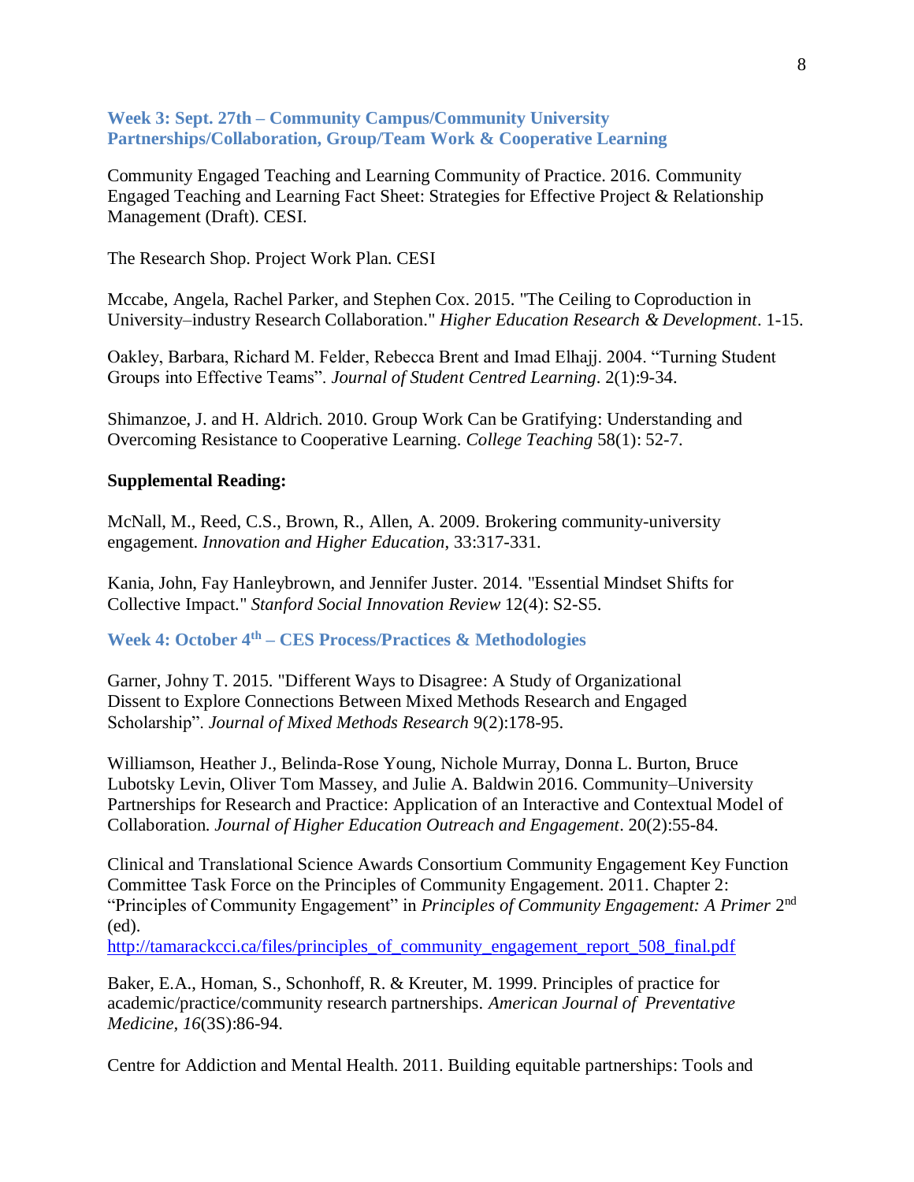### Week 3: Sept. 27th – Community Campus/Community University Partnerships/Collaboration, Group/Team Work & Cooperative Learning

Community Engaged Teaching and Learning Community of Practice. 2016. Community Engaged Teaching and Learning Fact Sheet: Strategies for Effective Project & Relationship Management (Draft). CESI.

The Research Shop. Project Work Plan. CESI

Mccabe, Angela, Rachel Parker, and Stephen Cox. 2015. "The Ceiling to Coproduction in University–industry Research Collaboration." *Higher Education Research & Development*. 1-15.

Oakley, Barbara, Richard M. Felder, Rebecca Brent and Imad Elhajj. 2004. "Turning Student Groups into Effective Teams". *Journal of Student Centred Learning*. 2(1):9-34.

Shimanzoe, J. and H. Aldrich. 2010. Group Work Can be Gratifying: Understanding and Overcoming Resistance to Cooperative Learning. *College Teaching* 58(1): 52-7.

**Supplemental Reading:**

McNall, M., Reed, C.S., Brown, R., Allen, A. 2009. Brokering community-university engagement. *Innovation and Higher Education*, 33:317-331.

Kania, John, Fay Hanleybrown, and Jennifer Juster. 2014. "Essential Mindset Shifts for Collective Impact." *Stanford Social Innovation Review* 12(4): S2-S5.

### Week 4: October 4th – CES Process/Practices & Methodologies

Garner, Johny T. 2015. "Different Ways to Disagree: A Study of Organizational Dissent to Explore Connections Between Mixed Methods Research and Engaged Scholarship". *Journal of Mixed Methods Research* 9(2):178-95.

Williamson, Heather J., Belinda-Rose Young, Nichole Murray, Donna L. Burton, Bruce Lubotsky Levin, Oliver Tom Massey, and Julie A. Baldwin 2016. Community–University Partnerships for Research and Practice: Application of an Interactive and Contextual Model of Collaboration. *Journal of Higher Education Outreach and Engagement*. 20(2):55-84.

Clinical and Translational Science Awards Consortium Community Engagement Key Function Committee Task Force on the Principles of Community Engagement. 2011. Chapter 2: "Principles of Community Engagement" in *Principles of Community Engagement: A Primer* 2nd (ed).
http://tamarackcci.ca/files/principles_of_community_engagement_report_508_final.pdf

Baker, E.A., Homan, S., Schonhoff, R. & Kreuter, M. 1999. Principles of practice for academic/practice/community research partnerships. *American Journal of Preventative Medicine, 16*(3S):86-94.

Centre for Addiction and Mental Health. 2011. Building equitable partnerships: Tools and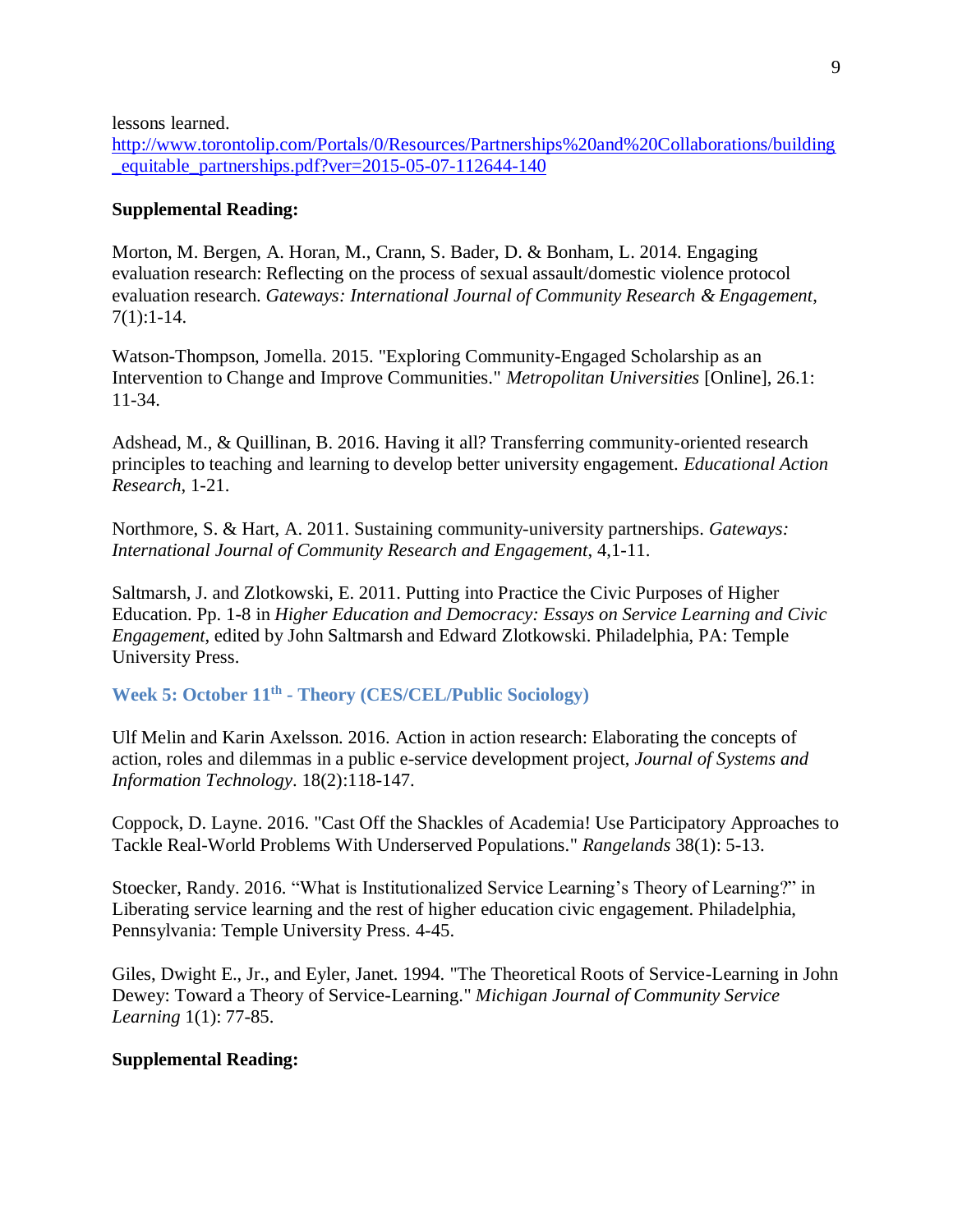lessons learned. http://www.torontolip.com/Portals/0/Resources/Partnerships%20and%20Collaborations/building_equitable_partnerships.pdf?ver=2015-05-07-112644-140

**Supplemental Reading:**

Morton, M. Bergen, A. Horan, M., Crann, S. Bader, D. & Bonham, L. 2014. Engaging evaluation research: Reflecting on the process of sexual assault/domestic violence protocol evaluation research. *Gateways: International Journal of Community Research & Engagement*, 7(1):1-14.

Watson-Thompson, Jomella. 2015. "Exploring Community-Engaged Scholarship as an Intervention to Change and Improve Communities." *Metropolitan Universities* [Online], 26.1: 11-34.

Adshead, M., & Quillinan, B. 2016. Having it all? Transferring community-oriented research principles to teaching and learning to develop better university engagement. *Educational Action Research*, 1-21.

Northmore, S. & Hart, A. 2011. Sustaining community-university partnerships. *Gateways: International Journal of Community Research and Engagement*, 4,1-11.

Saltmarsh, J. and Zlotkowski, E. 2011. Putting into Practice the Civic Purposes of Higher Education. Pp. 1-8 in *Higher Education and Democracy: Essays on Service Learning and Civic Engagement*, edited by John Saltmarsh and Edward Zlotkowski. Philadelphia, PA: Temple University Press.

## Week 5: October 11th - Theory (CES/CEL/Public Sociology)

Ulf Melin and Karin Axelsson. 2016. Action in action research: Elaborating the concepts of action, roles and dilemmas in a public e-service development project, *Journal of Systems and Information Technology*. 18(2):118-147.

Coppock, D. Layne. 2016. "Cast Off the Shackles of Academia! Use Participatory Approaches to Tackle Real-World Problems With Underserved Populations." *Rangelands* 38(1): 5-13.

Stoecker, Randy. 2016. "What is Institutionalized Service Learning's Theory of Learning?" in Liberating service learning and the rest of higher education civic engagement. Philadelphia, Pennsylvania: Temple University Press. 4-45.

Giles, Dwight E., Jr., and Eyler, Janet. 1994. "The Theoretical Roots of Service-Learning in John Dewey: Toward a Theory of Service-Learning." *Michigan Journal of Community Service Learning* 1(1): 77-85.

**Supplemental Reading:**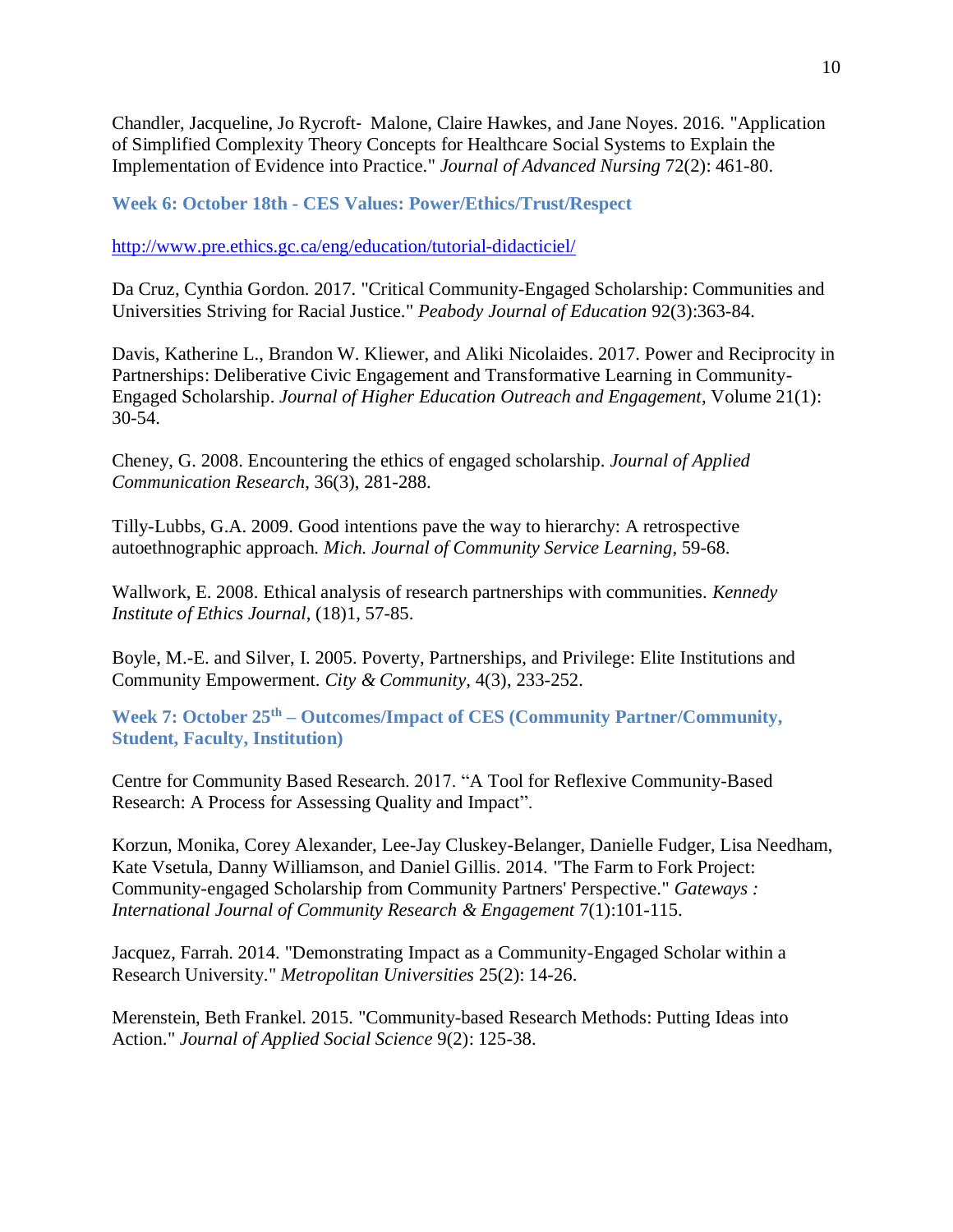Chandler, Jacqueline, Jo Rycroft- Malone, Claire Hawkes, and Jane Noyes. 2016. "Application of Simplified Complexity Theory Concepts for Healthcare Social Systems to Explain the Implementation of Evidence into Practice." *Journal of Advanced Nursing* 72(2): 461-80.

### Week 6: October 18th - CES Values: Power/Ethics/Trust/Respect

http://www.pre.ethics.gc.ca/eng/education/tutorial-didacticiel/

Da Cruz, Cynthia Gordon. 2017. "Critical Community-Engaged Scholarship: Communities and Universities Striving for Racial Justice." *Peabody Journal of Education* 92(3):363-84.

Davis, Katherine L., Brandon W. Kliewer, and Aliki Nicolaides. 2017. Power and Reciprocity in Partnerships: Deliberative Civic Engagement and Transformative Learning in Community-Engaged Scholarship. *Journal of Higher Education Outreach and Engagement*, Volume 21(1): 30-54.

Cheney, G. 2008. Encountering the ethics of engaged scholarship. *Journal of Applied Communication Research*, 36(3), 281-288.

Tilly-Lubbs, G.A. 2009. Good intentions pave the way to hierarchy: A retrospective autoethnographic approach. *Mich. Journal of Community Service Learning*, 59-68.

Wallwork, E. 2008. Ethical analysis of research partnerships with communities. *Kennedy Institute of Ethics Journal*, (18)1, 57-85.

Boyle, M.-E. and Silver, I. 2005. Poverty, Partnerships, and Privilege: Elite Institutions and Community Empowerment. *City & Community*, 4(3), 233-252.

### Week 7: October 25th – Outcomes/Impact of CES (Community Partner/Community, Student, Faculty, Institution)

Centre for Community Based Research. 2017. "A Tool for Reflexive Community-Based Research: A Process for Assessing Quality and Impact".

Korzun, Monika, Corey Alexander, Lee-Jay Cluskey-Belanger, Danielle Fudger, Lisa Needham, Kate Vsetula, Danny Williamson, and Daniel Gillis. 2014. "The Farm to Fork Project: Community-engaged Scholarship from Community Partners' Perspective." *Gateways : International Journal of Community Research & Engagement* 7(1):101-115.

Jacquez, Farrah. 2014. "Demonstrating Impact as a Community-Engaged Scholar within a Research University." *Metropolitan Universities* 25(2): 14-26.

Merenstein, Beth Frankel. 2015. "Community-based Research Methods: Putting Ideas into Action." *Journal of Applied Social Science* 9(2): 125-38.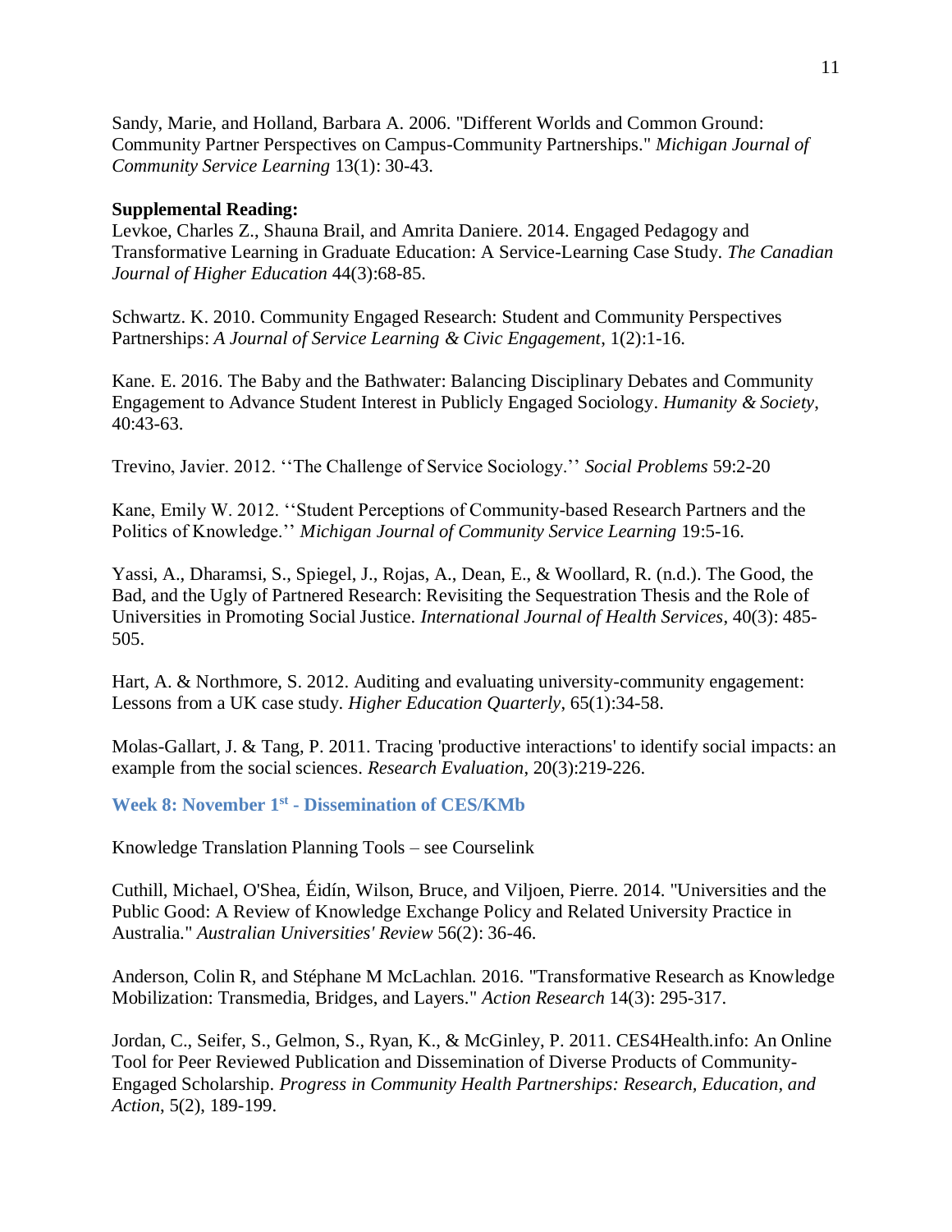Sandy, Marie, and Holland, Barbara A. 2006. "Different Worlds and Common Ground: Community Partner Perspectives on Campus-Community Partnerships." *Michigan Journal of Community Service Learning* 13(1): 30-43.

**Supplemental Reading:**

Levkoe, Charles Z., Shauna Brail, and Amrita Daniere. 2014. Engaged Pedagogy and Transformative Learning in Graduate Education: A Service-Learning Case Study. *The Canadian Journal of Higher Education* 44(3):68-85.

Schwartz. K. 2010. Community Engaged Research: Student and Community Perspectives Partnerships: *A Journal of Service Learning & Civic Engagement*, 1(2):1-16.

Kane. E. 2016. The Baby and the Bathwater: Balancing Disciplinary Debates and Community Engagement to Advance Student Interest in Publicly Engaged Sociology. *Humanity & Society*, 40:43-63.

Trevino, Javier. 2012. ''The Challenge of Service Sociology.'' *Social Problems* 59:2-20

Kane, Emily W. 2012. ''Student Perceptions of Community-based Research Partners and the Politics of Knowledge.'' *Michigan Journal of Community Service Learning* 19:5-16.

Yassi, A., Dharamsi, S., Spiegel, J., Rojas, A., Dean, E., & Woollard, R. (n.d.). The Good, the Bad, and the Ugly of Partnered Research: Revisiting the Sequestration Thesis and the Role of Universities in Promoting Social Justice. *International Journal of Health Services*, 40(3): 485-505.

Hart, A. & Northmore, S. 2012. Auditing and evaluating university-community engagement: Lessons from a UK case study. *Higher Education Quarterly*, 65(1):34-58.

Molas-Gallart, J. & Tang, P. 2011. Tracing 'productive interactions' to identify social impacts: an example from the social sciences. *Research Evaluation*, 20(3):219-226.

### Week 8: November 1st - Dissemination of CES/KMb

Knowledge Translation Planning Tools – see Courselink

Cuthill, Michael, O'Shea, Éidín, Wilson, Bruce, and Viljoen, Pierre. 2014. "Universities and the Public Good: A Review of Knowledge Exchange Policy and Related University Practice in Australia." *Australian Universities' Review* 56(2): 36-46.

Anderson, Colin R, and Stéphane M McLachlan. 2016. "Transformative Research as Knowledge Mobilization: Transmedia, Bridges, and Layers." *Action Research* 14(3): 295-317.

Jordan, C., Seifer, S., Gelmon, S., Ryan, K., & McGinley, P. 2011. CES4Health.info: An Online Tool for Peer Reviewed Publication and Dissemination of Diverse Products of Community-Engaged Scholarship. *Progress in Community Health Partnerships: Research, Education, and Action*, 5(2), 189-199.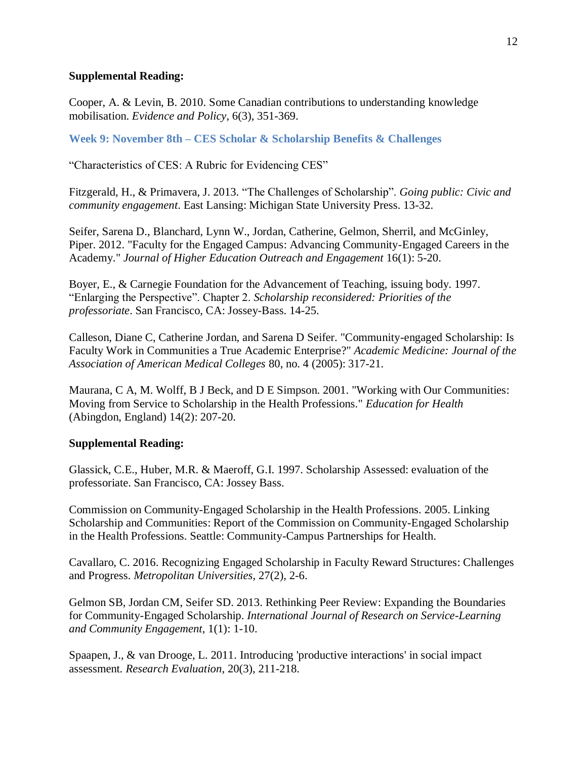**Supplemental Reading:**

Cooper, A. & Levin, B. 2010. Some Canadian contributions to understanding knowledge mobilisation. *Evidence and Policy*, 6(3), 351-369.

### Week 9: November 8th – CES Scholar & Scholarship Benefits & Challenges

"Characteristics of CES: A Rubric for Evidencing CES"

Fitzgerald, H., & Primavera, J. 2013. "The Challenges of Scholarship". *Going public: Civic and community engagement*. East Lansing: Michigan State University Press. 13-32.

Seifer, Sarena D., Blanchard, Lynn W., Jordan, Catherine, Gelmon, Sherril, and McGinley, Piper. 2012. "Faculty for the Engaged Campus: Advancing Community-Engaged Careers in the Academy." *Journal of Higher Education Outreach and Engagement* 16(1): 5-20.

Boyer, E., & Carnegie Foundation for the Advancement of Teaching, issuing body. 1997. "Enlarging the Perspective". Chapter 2. *Scholarship reconsidered: Priorities of the professoriate*. San Francisco, CA: Jossey-Bass. 14-25.

Calleson, Diane C, Catherine Jordan, and Sarena D Seifer. "Community-engaged Scholarship: Is Faculty Work in Communities a True Academic Enterprise?" *Academic Medicine: Journal of the Association of American Medical Colleges* 80, no. 4 (2005): 317-21.

Maurana, C A, M. Wolff, B J Beck, and D E Simpson. 2001. "Working with Our Communities: Moving from Service to Scholarship in the Health Professions." *Education for Health* (Abingdon, England) 14(2): 207-20.

**Supplemental Reading:**

Glassick, C.E., Huber, M.R. & Maeroff, G.I. 1997. Scholarship Assessed: evaluation of the professoriate. San Francisco, CA: Jossey Bass.

Commission on Community-Engaged Scholarship in the Health Professions. 2005. Linking Scholarship and Communities: Report of the Commission on Community-Engaged Scholarship in the Health Professions. Seattle: Community-Campus Partnerships for Health.

Cavallaro, C. 2016. Recognizing Engaged Scholarship in Faculty Reward Structures: Challenges and Progress. *Metropolitan Universities*, 27(2), 2-6.

Gelmon SB, Jordan CM, Seifer SD. 2013. Rethinking Peer Review: Expanding the Boundaries for Community-Engaged Scholarship. *International Journal of Research on Service-Learning and Community Engagement*, 1(1): 1-10.

Spaapen, J., & van Drooge, L. 2011. Introducing 'productive interactions' in social impact assessment. *Research Evaluation*, 20(3), 211-218.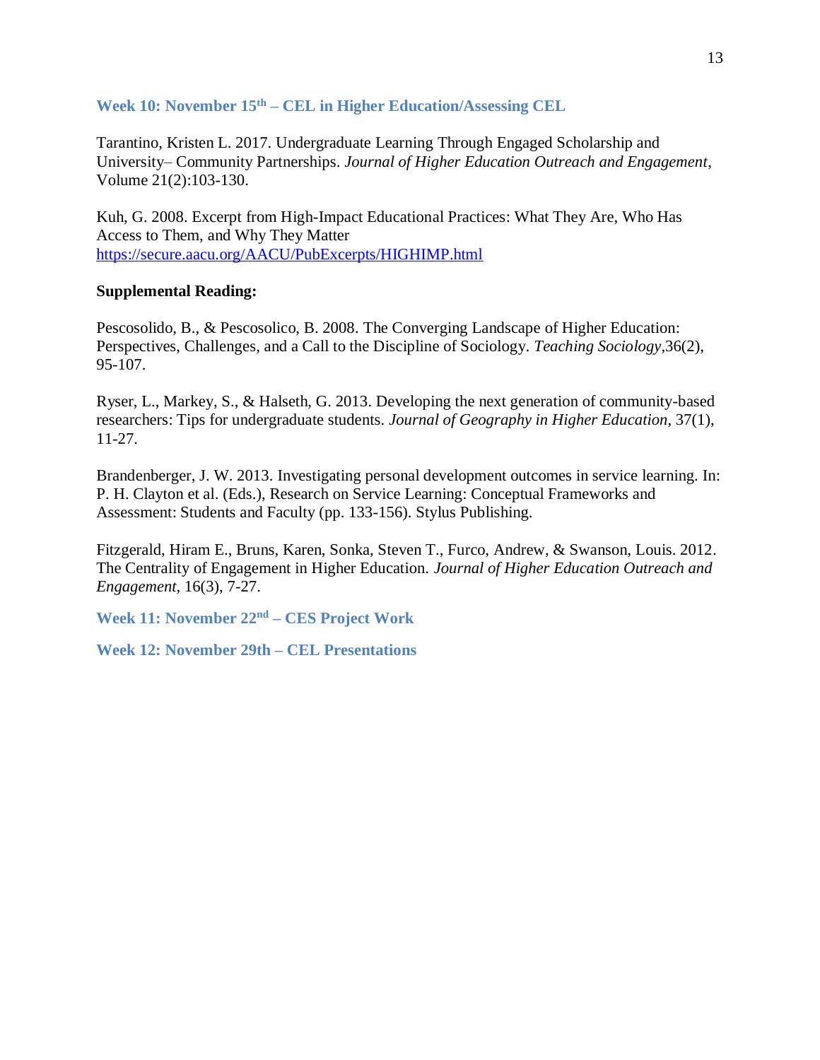### Week 10: November 15th – CEL in Higher Education/Assessing CEL

Tarantino, Kristen L. 2017. Undergraduate Learning Through Engaged Scholarship and University– Community Partnerships. *Journal of Higher Education Outreach and Engagement*, Volume 21(2):103-130.

Kuh, G. 2008. Excerpt from High-Impact Educational Practices: What They Are, Who Has Access to Them, and Why They Matter
https://secure.aacu.org/AACU/PubExcerpts/HIGHIMP.html

**Supplemental Reading:**

Pescosolido, B., & Pescosolico, B. 2008. The Converging Landscape of Higher Education: Perspectives, Challenges, and a Call to the Discipline of Sociology. *Teaching Sociology*,36(2), 95-107.

Ryser, L., Markey, S., & Halseth, G. 2013. Developing the next generation of community-based researchers: Tips for undergraduate students. *Journal of Geography in Higher Education*, 37(1), 11-27.

Brandenberger, J. W. 2013. Investigating personal development outcomes in service learning. In: P. H. Clayton et al. (Eds.), Research on Service Learning: Conceptual Frameworks and Assessment: Students and Faculty (pp. 133-156). Stylus Publishing.

Fitzgerald, Hiram E., Bruns, Karen, Sonka, Steven T., Furco, Andrew, & Swanson, Louis. 2012. The Centrality of Engagement in Higher Education. *Journal of Higher Education Outreach and Engagement,* 16(3), 7-27.

### Week 11: November 22nd – CES Project Work

### Week 12: November 29th – CEL Presentations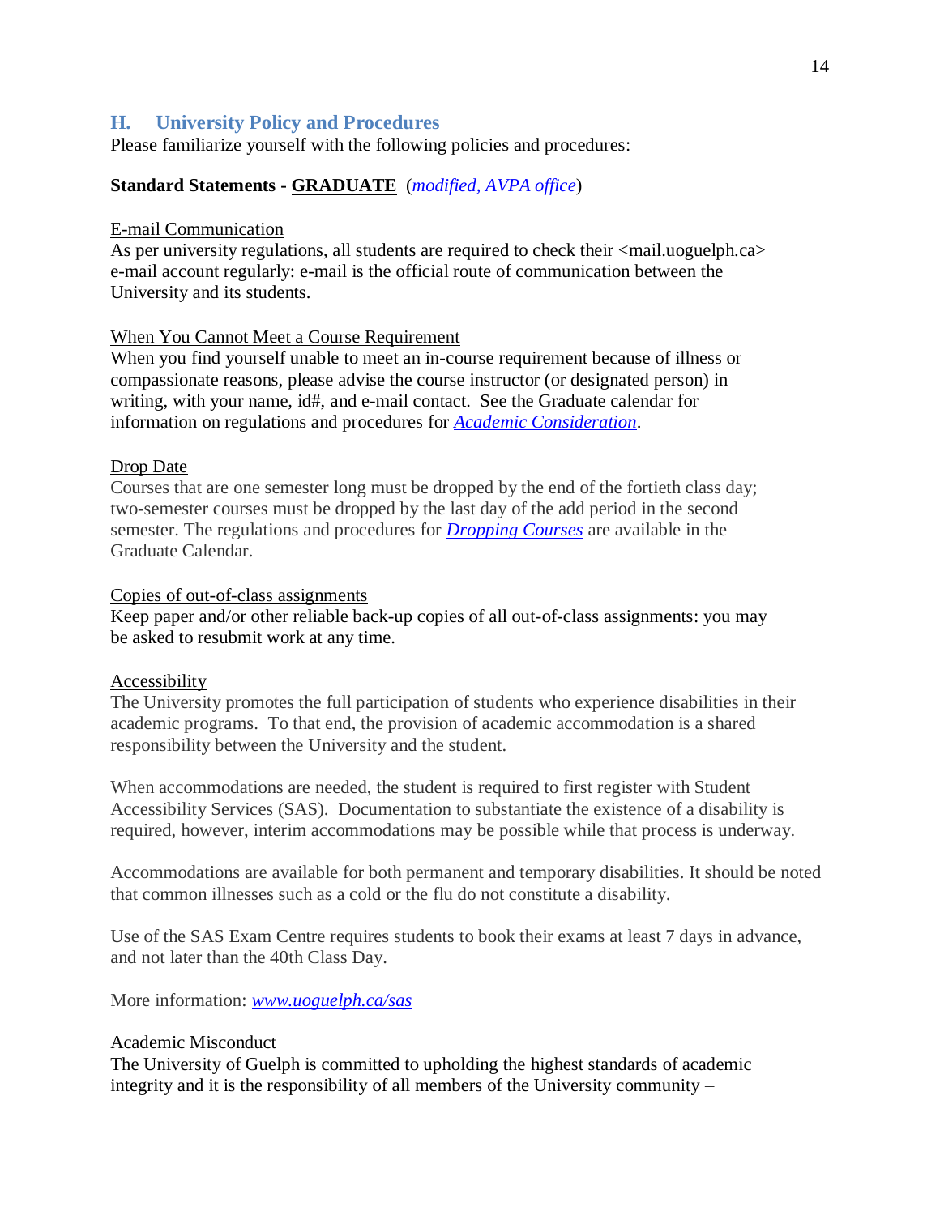## H. University Policy and Procedures

Please familiarize yourself with the following policies and procedures:

**Standard Statements - GRADUATE** (*modified, AVPA office*)

E-mail Communication

As per university regulations, all students are required to check their <mail.uoguelph.ca> e-mail account regularly: e-mail is the official route of communication between the University and its students.

When You Cannot Meet a Course Requirement

When you find yourself unable to meet an in-course requirement because of illness or compassionate reasons, please advise the course instructor (or designated person) in writing, with your name, id#, and e-mail contact. See the Graduate calendar for information on regulations and procedures for *Academic Consideration*.

Drop Date

Courses that are one semester long must be dropped by the end of the fortieth class day; two-semester courses must be dropped by the last day of the add period in the second semester. The regulations and procedures for ***Dropping Courses*** are available in the Graduate Calendar.

Copies of out-of-class assignments

Keep paper and/or other reliable back-up copies of all out-of-class assignments: you may be asked to resubmit work at any time.

Accessibility

The University promotes the full participation of students who experience disabilities in their academic programs. To that end, the provision of academic accommodation is a shared responsibility between the University and the student.

When accommodations are needed, the student is required to first register with Student Accessibility Services (SAS). Documentation to substantiate the existence of a disability is required, however, interim accommodations may be possible while that process is underway.

Accommodations are available for both permanent and temporary disabilities. It should be noted that common illnesses such as a cold or the flu do not constitute a disability.

Use of the SAS Exam Centre requires students to book their exams at least 7 days in advance, and not later than the 40th Class Day.

More information: *www.uoguelph.ca/sas*

Academic Misconduct

The University of Guelph is committed to upholding the highest standards of academic integrity and it is the responsibility of all members of the University community –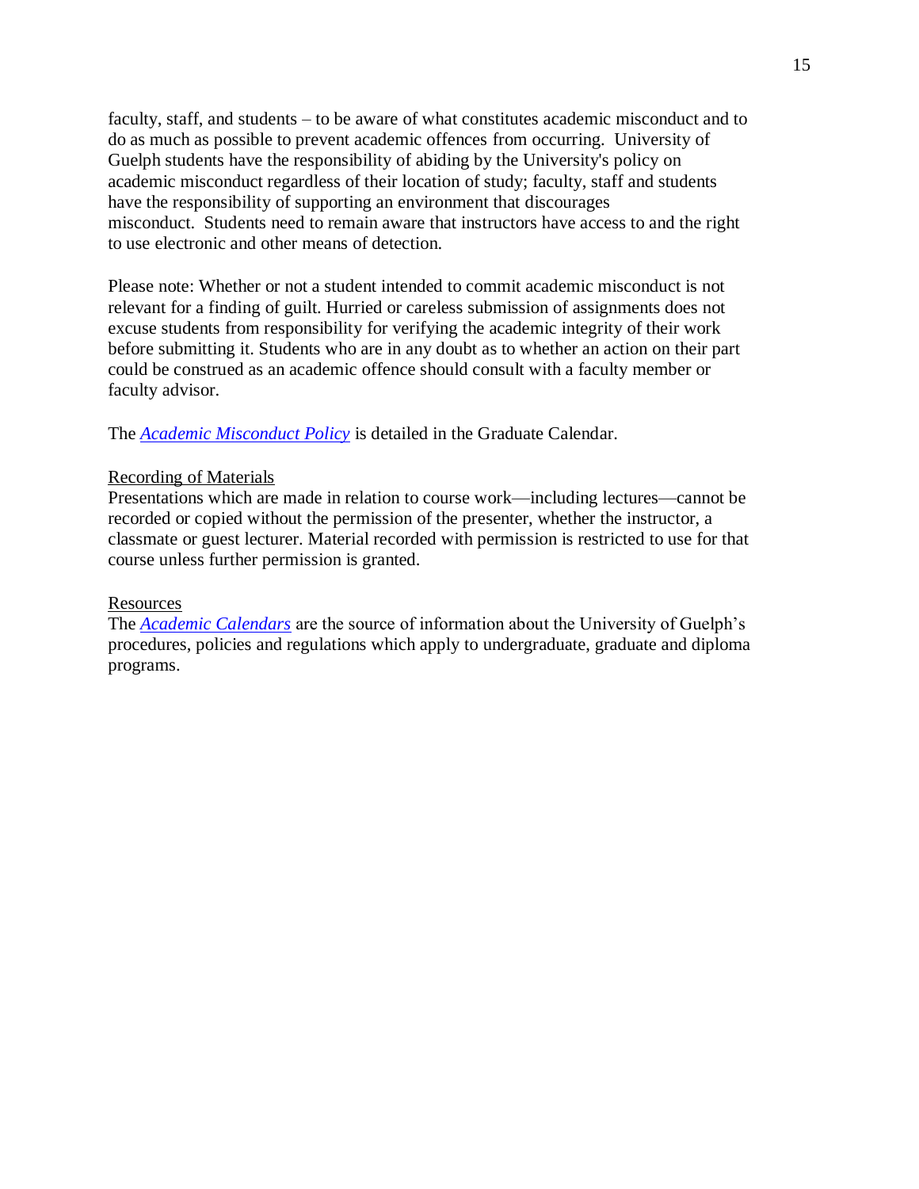faculty, staff, and students – to be aware of what constitutes academic misconduct and to do as much as possible to prevent academic offences from occurring. University of Guelph students have the responsibility of abiding by the University's policy on academic misconduct regardless of their location of study; faculty, staff and students have the responsibility of supporting an environment that discourages misconduct. Students need to remain aware that instructors have access to and the right to use electronic and other means of detection.

Please note: Whether or not a student intended to commit academic misconduct is not relevant for a finding of guilt. Hurried or careless submission of assignments does not excuse students from responsibility for verifying the academic integrity of their work before submitting it. Students who are in any doubt as to whether an action on their part could be construed as an academic offence should consult with a faculty member or faculty advisor.

The *Academic Misconduct Policy* is detailed in the Graduate Calendar.

Recording of Materials

Presentations which are made in relation to course work—including lectures—cannot be recorded or copied without the permission of the presenter, whether the instructor, a classmate or guest lecturer. Material recorded with permission is restricted to use for that course unless further permission is granted.

Resources

The *Academic Calendars* are the source of information about the University of Guelph's procedures, policies and regulations which apply to undergraduate, graduate and diploma programs.